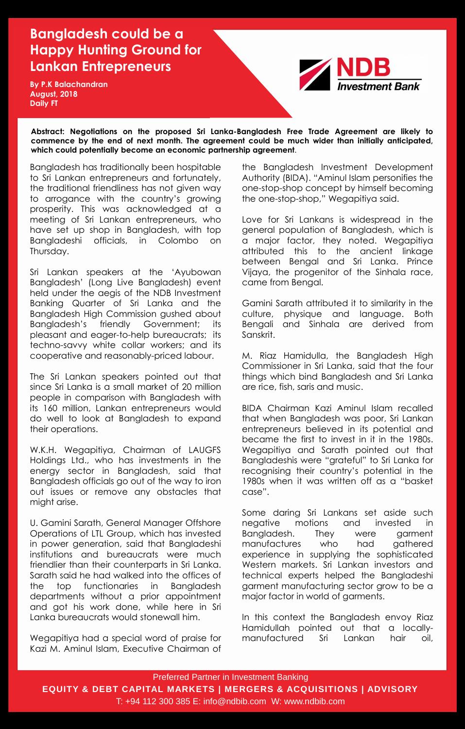# Bangladesh could be a Happy Hunting Ground for Lankan Entrepreneurs

**By P.K Balachandran**
**August, 2018**
**Daily FT**

NDB Investment Bank

**Abstract: Negotiations on the proposed Sri Lanka-Bangladesh Free Trade Agreement are likely to commence by the end of next month. The agreement could be much wider than initially anticipated, which could potentially become an economic partnership agreement**.

Bangladesh has traditionally been hospitable to Sri Lankan entrepreneurs and fortunately, the traditional friendliness has not given way to arrogance with the country's growing prosperity. This was acknowledged at a meeting of Sri Lankan entrepreneurs, who have set up shop in Bangladesh, with top Bangladeshi officials, in Colombo on Thursday.

Sri Lankan speakers at the 'Ayubowan Bangladesh' (Long Live Bangladesh) event held under the aegis of the NDB Investment Banking Quarter of Sri Lanka and the Bangladesh High Commission gushed about Bangladesh's friendly Government; its pleasant and eager-to-help bureaucrats; its techno-savvy white collar workers; and its cooperative and reasonably-priced labour.

The Sri Lankan speakers pointed out that since Sri Lanka is a small market of 20 million people in comparison with Bangladesh with its 160 million, Lankan entrepreneurs would do well to look at Bangladesh to expand their operations.

W.K.H. Wegapitiya, Chairman of LAUGFS Holdings Ltd., who has investments in the energy sector in Bangladesh, said that Bangladesh officials go out of the way to iron out issues or remove any obstacles that might arise.

U. Gamini Sarath, General Manager Offshore Operations of LTL Group, which has invested in power generation, said that Bangladeshi institutions and bureaucrats were much friendlier than their counterparts in Sri Lanka. Sarath said he had walked into the offices of the top functionaries in Bangladesh departments without a prior appointment and got his work done, while here in Sri Lanka bureaucrats would stonewall him.

Wegapitiya had a special word of praise for Kazi M. Aminul Islam, Executive Chairman of the Bangladesh Investment Development Authority (BIDA). "Aminul Islam personifies the one-stop-shop concept by himself becoming the one-stop-shop," Wegapitiya said.

Love for Sri Lankans is widespread in the general population of Bangladesh, which is a major factor, they noted. Wegapitiya attributed this to the ancient linkage between Bengal and Sri Lanka. Prince Vijaya, the progenitor of the Sinhala race, came from Bengal.

Gamini Sarath attributed it to similarity in the culture, physique and language. Both Bengali and Sinhala are derived from Sanskrit.

M. Riaz Hamidulla, the Bangladesh High Commissioner in Sri Lanka, said that the four things which bind Bangladesh and Sri Lanka are rice, fish, saris and music.

BIDA Chairman Kazi Aminul Islam recalled that when Bangladesh was poor, Sri Lankan entrepreneurs believed in its potential and became the first to invest in it in the 1980s. Wegapitiya and Sarath pointed out that Bangladeshis were "grateful" to Sri Lanka for recognising their country's potential in the 1980s when it was written off as a "basket case".

Some daring Sri Lankans set aside such negative motions and invested in Bangladesh. They were garment manufactures who had gathered experience in supplying the sophisticated Western markets. Sri Lankan investors and technical experts helped the Bangladeshi garment manufacturing sector grow to be a major factor in world of garments.

In this context the Bangladesh envoy Riaz Hamidullah pointed out that a locally-manufactured Sri Lankan hair oil,

Preferred Partner in Investment Banking
**EQUITY & DEBT CAPITAL MARKETS | MERGERS & ACQUISITIONS | ADVISORY**
T: +94 112 300 385 E: info@ndbib.com W: www.ndbib.com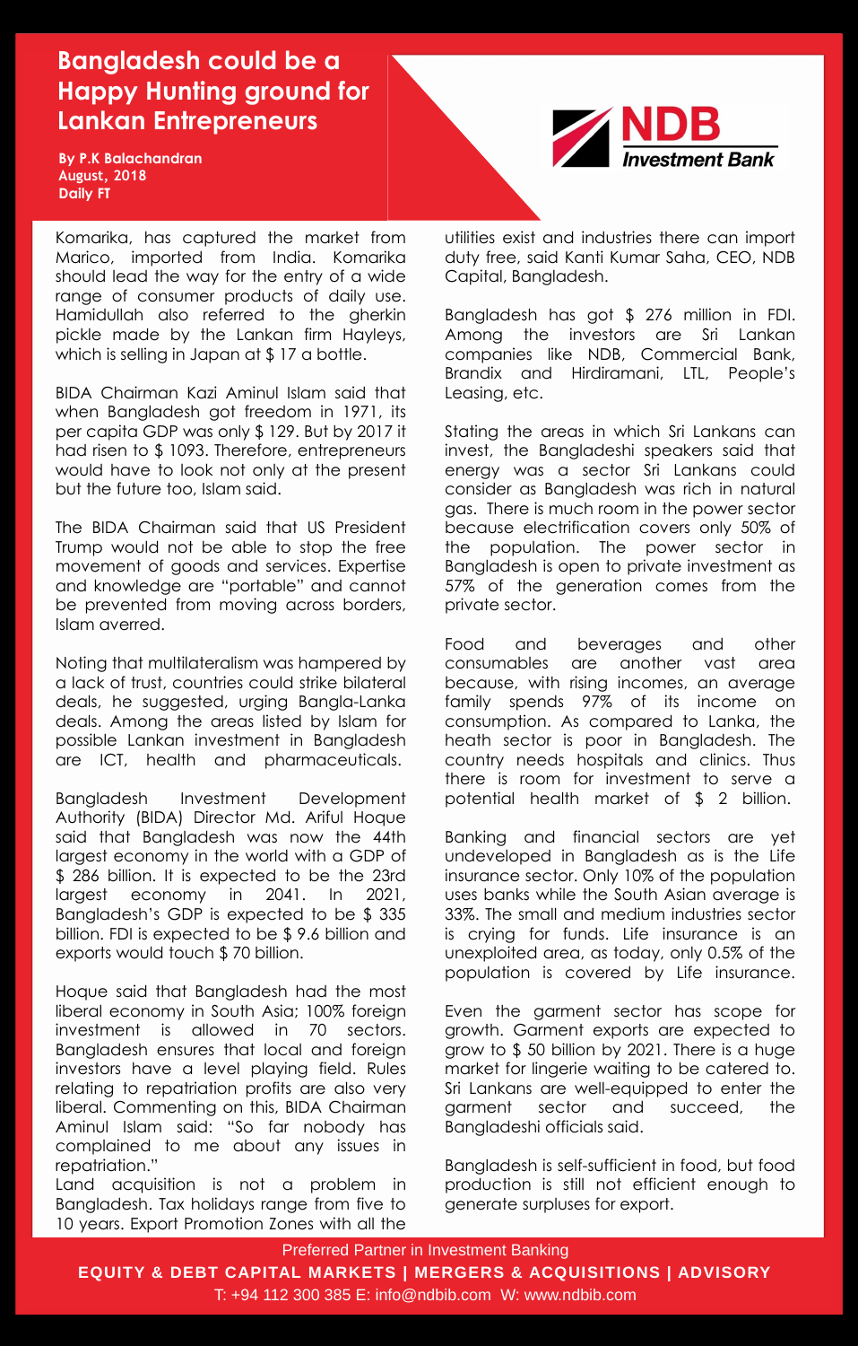# Bangladesh could be a Happy Hunting ground for Lankan Entrepreneurs

**By P.K Balachandran**
**August, 2018**
**Daily FT**

Komarika, has captured the market from Marico, imported from India. Komarika should lead the way for the entry of a wide range of consumer products of daily use. Hamidullah also referred to the gherkin pickle made by the Lankan firm Hayleys, which is selling in Japan at $ 17 a bottle.

BIDA Chairman Kazi Aminul Islam said that when Bangladesh got freedom in 1971, its per capita GDP was only $ 129. But by 2017 it had risen to $ 1093. Therefore, entrepreneurs would have to look not only at the present but the future too, Islam said.

The BIDA Chairman said that US President Trump would not be able to stop the free movement of goods and services. Expertise and knowledge are "portable" and cannot be prevented from moving across borders, Islam averred.

Noting that multilateralism was hampered by a lack of trust, countries could strike bilateral deals, he suggested, urging Bangla-Lanka deals. Among the areas listed by Islam for possible Lankan investment in Bangladesh are ICT, health and pharmaceuticals.

Bangladesh Investment Development Authority (BIDA) Director Md. Ariful Hoque said that Bangladesh was now the 44th largest economy in the world with a GDP of $ 286 billion. It is expected to be the 23rd largest economy in 2041. In 2021, Bangladesh's GDP is expected to be $ 335 billion. FDI is expected to be $ 9.6 billion and exports would touch $ 70 billion.

Hoque said that Bangladesh had the most liberal economy in South Asia; 100% foreign investment is allowed in 70 sectors. Bangladesh ensures that local and foreign investors have a level playing field. Rules relating to repatriation profits are also very liberal. Commenting on this, BIDA Chairman Aminul Islam said: "So far nobody has complained to me about any issues in repatriation."
Land acquisition is not a problem in Bangladesh. Tax holidays range from five to 10 years. Export Promotion Zones with all the utilities exist and industries there can import duty free, said Kanti Kumar Saha, CEO, NDB Capital, Bangladesh.

Bangladesh has got $ 276 million in FDI. Among the investors are Sri Lankan companies like NDB, Commercial Bank, Brandix and Hirdiramani, LTL, People's Leasing, etc.

Stating the areas in which Sri Lankans can invest, the Bangladeshi speakers said that energy was a sector Sri Lankans could consider as Bangladesh was rich in natural gas. There is much room in the power sector because electrification covers only 50% of the population. The power sector in Bangladesh is open to private investment as 57% of the generation comes from the private sector.

Food and beverages and other consumables are another vast area because, with rising incomes, an average family spends 97% of its income on consumption. As compared to Lanka, the heath sector is poor in Bangladesh. The country needs hospitals and clinics. Thus there is room for investment to serve a potential health market of $ 2 billion.

Banking and financial sectors are yet undeveloped in Bangladesh as is the Life insurance sector. Only 10% of the population uses banks while the South Asian average is 33%. The small and medium industries sector is crying for funds. Life insurance is an unexploited area, as today, only 0.5% of the population is covered by Life insurance.

Even the garment sector has scope for growth. Garment exports are expected to grow to $ 50 billion by 2021. There is a huge market for lingerie waiting to be catered to. Sri Lankans are well-equipped to enter the garment sector and succeed, the Bangladeshi officials said.

Bangladesh is self-sufficient in food, but food production is still not efficient enough to generate surpluses for export.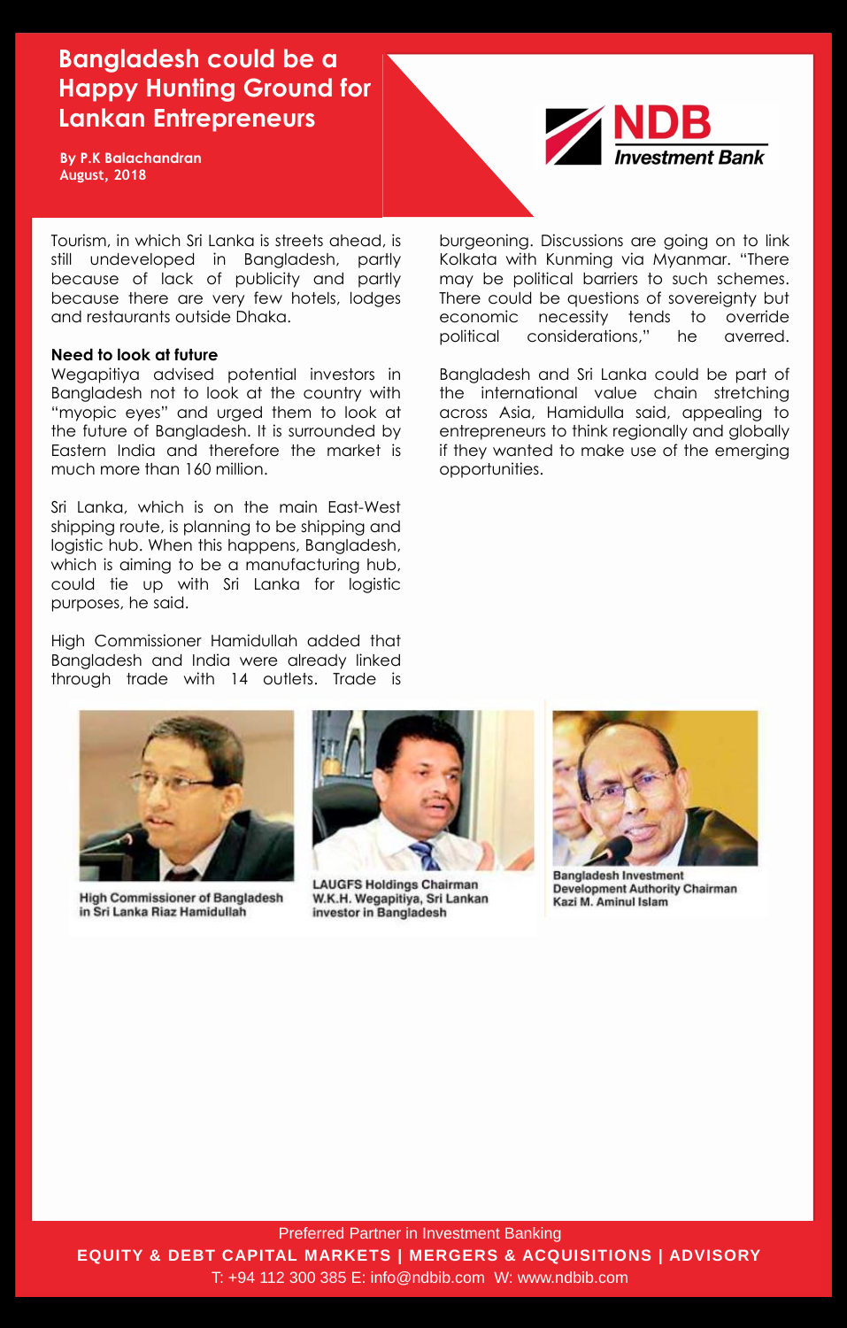# Bangladesh could be a Happy Hunting Ground for Lankan Entrepreneurs

**By P.K Balachandran**
**August, 2018**

Tourism, in which Sri Lanka is streets ahead, is still undeveloped in Bangladesh, partly because of lack of publicity and partly because there are very few hotels, lodges and restaurants outside Dhaka.

**Need to look at future**

Wegapitiya advised potential investors in Bangladesh not to look at the country with "myopic eyes" and urged them to look at the future of Bangladesh. It is surrounded by Eastern India and therefore the market is much more than 160 million.

Sri Lanka, which is on the main East-West shipping route, is planning to be shipping and logistic hub. When this happens, Bangladesh, which is aiming to be a manufacturing hub, could tie up with Sri Lanka for logistic purposes, he said.

High Commissioner Hamidullah added that Bangladesh and India were already linked through trade with 14 outlets. Trade is burgeoning. Discussions are going on to link Kolkata with Kunming via Myanmar. "There may be political barriers to such schemes. There could be questions of sovereignty but economic necessity tends to override political considerations," he averred.

Bangladesh and Sri Lanka could be part of the international value chain stretching across Asia, Hamidulla said, appealing to entrepreneurs to think regionally and globally if they wanted to make use of the emerging opportunities.

High Commissioner of Bangladesh in Sri Lanka Riaz Hamidullah

LAUGFS Holdings Chairman W.K.H. Wegapitiya, Sri Lankan investor in Bangladesh

Bangladesh Investment Development Authority Chairman Kazi M. Aminul Islam

Preferred Partner in Investment Banking
EQUITY & DEBT CAPITAL MARKETS | MERGERS & ACQUISITIONS | ADVISORY
T: +94 112 300 385 E: info@ndbib.com W: www.ndbib.com